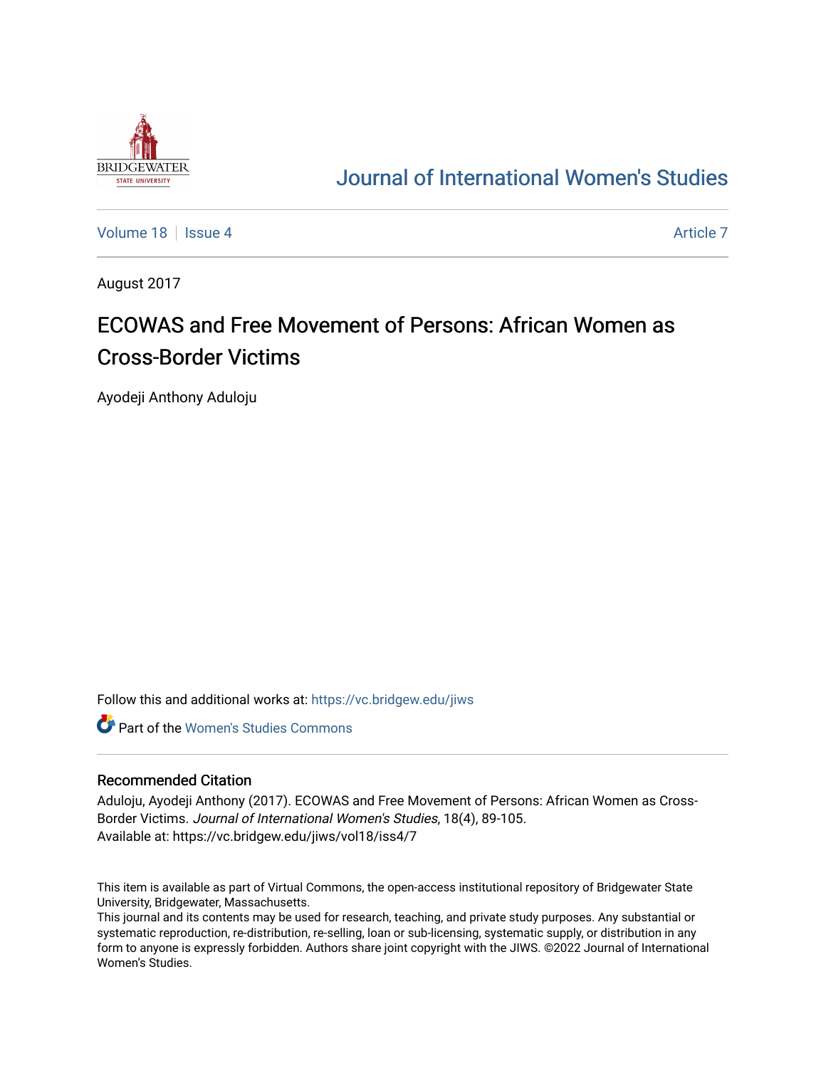Journal of International Women's Studies

Volume 18 | Issue 4 | Article 7

August 2017

# ECOWAS and Free Movement of Persons: African Women as Cross-Border Victims

Ayodeji Anthony Aduloju

Follow this and additional works at: https://vc.bridgew.edu/jiws

Part of the Women's Studies Commons

## Recommended Citation

Aduloju, Ayodeji Anthony (2017). ECOWAS and Free Movement of Persons: African Women as Cross-Border Victims. *Journal of International Women's Studies*, 18(4), 89-105.
Available at: https://vc.bridgew.edu/jiws/vol18/iss4/7

This item is available as part of Virtual Commons, the open-access institutional repository of Bridgewater State University, Bridgewater, Massachusetts.
This journal and its contents may be used for research, teaching, and private study purposes. Any substantial or systematic reproduction, re-distribution, re-selling, loan or sub-licensing, systematic supply, or distribution in any form to anyone is expressly forbidden. Authors share joint copyright with the JIWS. ©2022 Journal of International Women's Studies.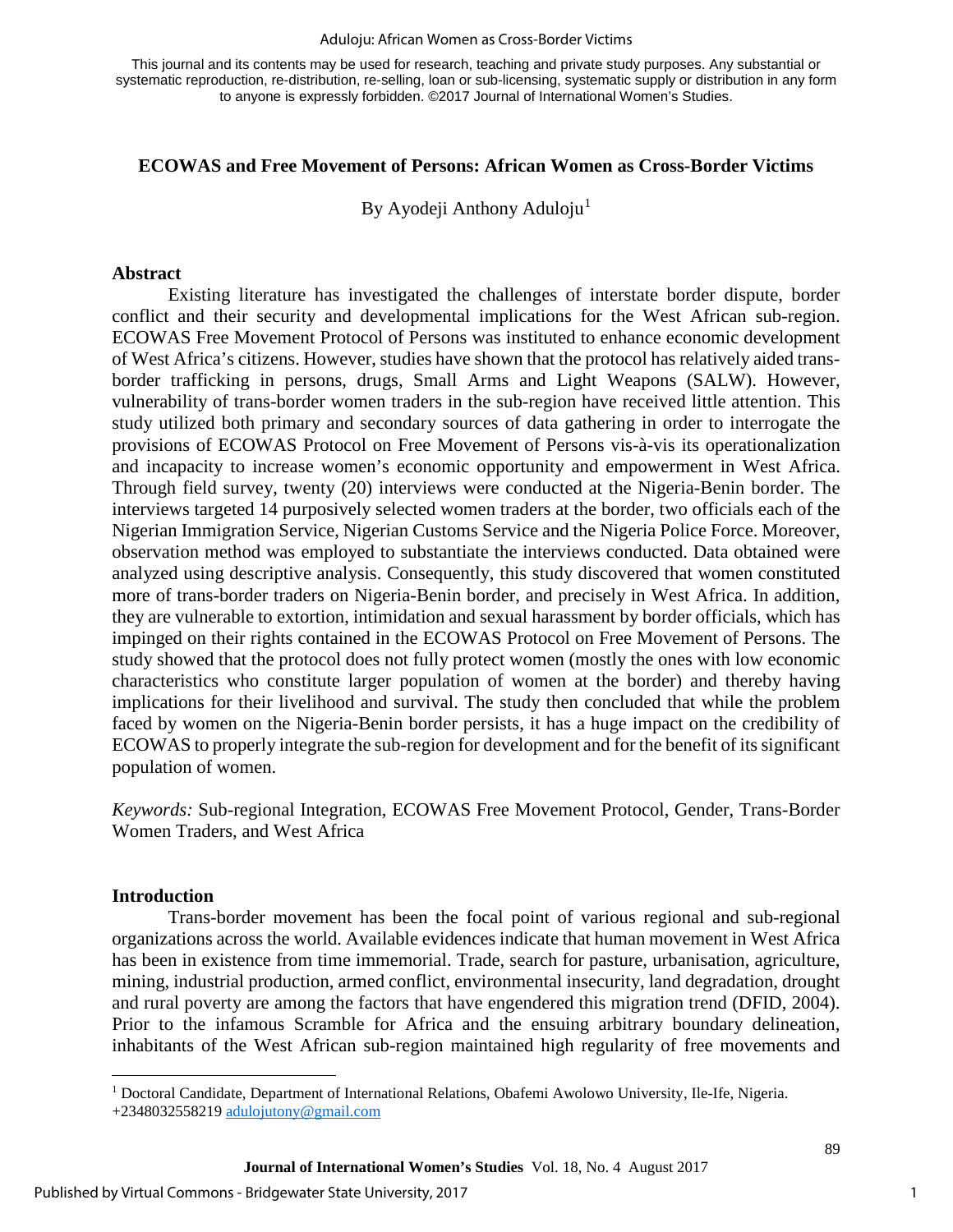This journal and its contents may be used for research, teaching and private study purposes. Any substantial or systematic reproduction, re-distribution, re-selling, loan or sub-licensing, systematic supply or distribution in any form to anyone is expressly forbidden. ©2017 Journal of International Women's Studies.

## ECOWAS and Free Movement of Persons: African Women as Cross-Border Victims

By Ayodeji Anthony Aduloju[1]

### Abstract

Existing literature has investigated the challenges of interstate border dispute, border conflict and their security and developmental implications for the West African sub-region. ECOWAS Free Movement Protocol of Persons was instituted to enhance economic development of West Africa's citizens. However, studies have shown that the protocol has relatively aided trans-border trafficking in persons, drugs, Small Arms and Light Weapons (SALW). However, vulnerability of trans-border women traders in the sub-region have received little attention. This study utilized both primary and secondary sources of data gathering in order to interrogate the provisions of ECOWAS Protocol on Free Movement of Persons vis-à-vis its operationalization and incapacity to increase women's economic opportunity and empowerment in West Africa. Through field survey, twenty (20) interviews were conducted at the Nigeria-Benin border. The interviews targeted 14 purposively selected women traders at the border, two officials each of the Nigerian Immigration Service, Nigerian Customs Service and the Nigeria Police Force. Moreover, observation method was employed to substantiate the interviews conducted. Data obtained were analyzed using descriptive analysis. Consequently, this study discovered that women constituted more of trans-border traders on Nigeria-Benin border, and precisely in West Africa. In addition, they are vulnerable to extortion, intimidation and sexual harassment by border officials, which has impinged on their rights contained in the ECOWAS Protocol on Free Movement of Persons. The study showed that the protocol does not fully protect women (mostly the ones with low economic characteristics who constitute larger population of women at the border) and thereby having implications for their livelihood and survival. The study then concluded that while the problem faced by women on the Nigeria-Benin border persists, it has a huge impact on the credibility of ECOWAS to properly integrate the sub-region for development and for the benefit of its significant population of women.

*Keywords:* Sub-regional Integration, ECOWAS Free Movement Protocol, Gender, Trans-Border Women Traders, and West Africa

### Introduction

Trans-border movement has been the focal point of various regional and sub-regional organizations across the world. Available evidences indicate that human movement in West Africa has been in existence from time immemorial. Trade, search for pasture, urbanisation, agriculture, mining, industrial production, armed conflict, environmental insecurity, land degradation, drought and rural poverty are among the factors that have engendered this migration trend (DFID, 2004). Prior to the infamous Scramble for Africa and the ensuing arbitrary boundary delineation, inhabitants of the West African sub-region maintained high regularity of free movements and

[1] Doctoral Candidate, Department of International Relations, Obafemi Awolowo University, Ile-Ife, Nigeria. +2348032558219 adulojutony@gmail.com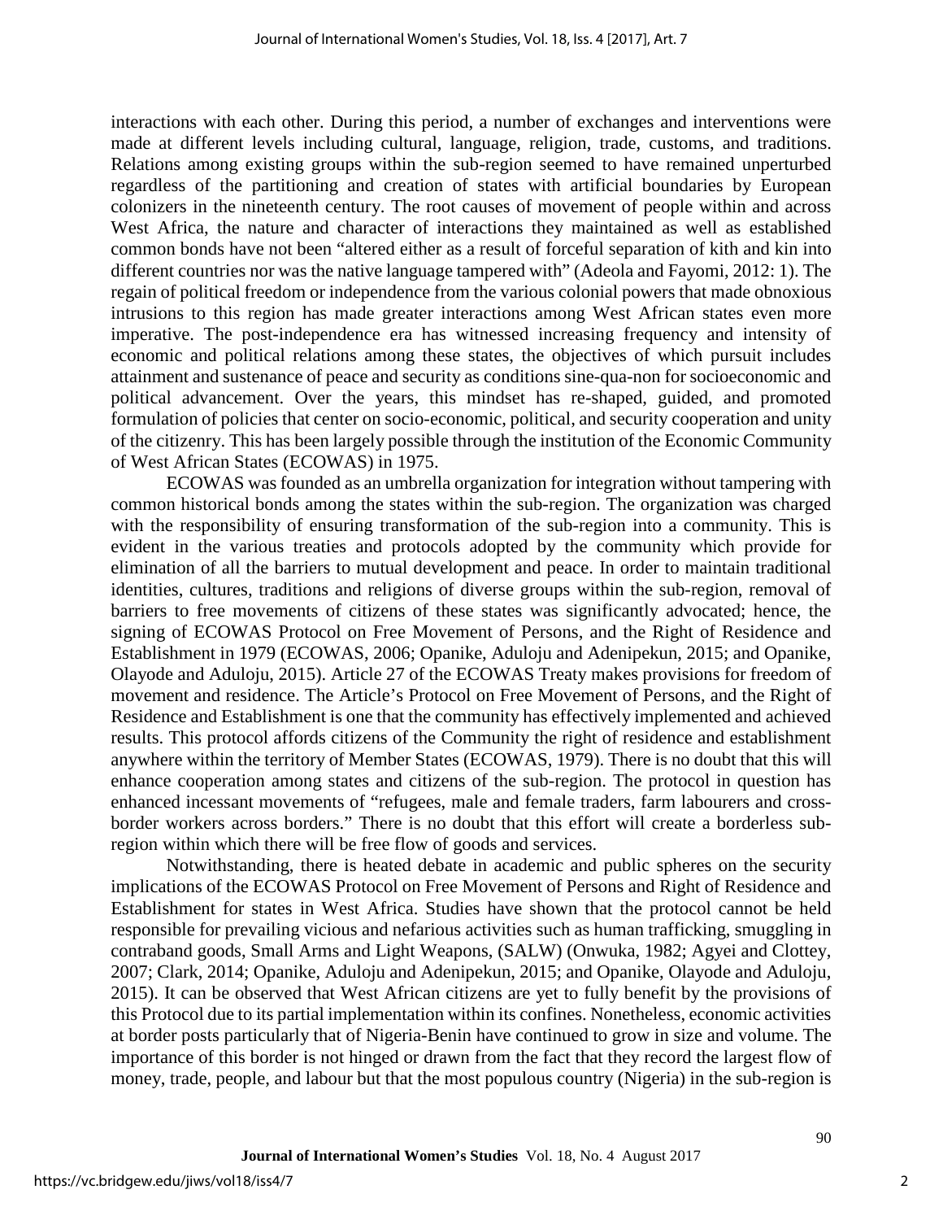interactions with each other. During this period, a number of exchanges and interventions were made at different levels including cultural, language, religion, trade, customs, and traditions. Relations among existing groups within the sub-region seemed to have remained unperturbed regardless of the partitioning and creation of states with artificial boundaries by European colonizers in the nineteenth century. The root causes of movement of people within and across West Africa, the nature and character of interactions they maintained as well as established common bonds have not been "altered either as a result of forceful separation of kith and kin into different countries nor was the native language tampered with" (Adeola and Fayomi, 2012: 1). The regain of political freedom or independence from the various colonial powers that made obnoxious intrusions to this region has made greater interactions among West African states even more imperative. The post-independence era has witnessed increasing frequency and intensity of economic and political relations among these states, the objectives of which pursuit includes attainment and sustenance of peace and security as conditions sine-qua-non for socioeconomic and political advancement. Over the years, this mindset has re-shaped, guided, and promoted formulation of policies that center on socio-economic, political, and security cooperation and unity of the citizenry. This has been largely possible through the institution of the Economic Community of West African States (ECOWAS) in 1975.

ECOWAS was founded as an umbrella organization for integration without tampering with common historical bonds among the states within the sub-region. The organization was charged with the responsibility of ensuring transformation of the sub-region into a community. This is evident in the various treaties and protocols adopted by the community which provide for elimination of all the barriers to mutual development and peace. In order to maintain traditional identities, cultures, traditions and religions of diverse groups within the sub-region, removal of barriers to free movements of citizens of these states was significantly advocated; hence, the signing of ECOWAS Protocol on Free Movement of Persons, and the Right of Residence and Establishment in 1979 (ECOWAS, 2006; Opanike, Aduloju and Adenipekun, 2015; and Opanike, Olayode and Aduloju, 2015). Article 27 of the ECOWAS Treaty makes provisions for freedom of movement and residence. The Article's Protocol on Free Movement of Persons, and the Right of Residence and Establishment is one that the community has effectively implemented and achieved results. This protocol affords citizens of the Community the right of residence and establishment anywhere within the territory of Member States (ECOWAS, 1979). There is no doubt that this will enhance cooperation among states and citizens of the sub-region. The protocol in question has enhanced incessant movements of "refugees, male and female traders, farm labourers and cross-border workers across borders." There is no doubt that this effort will create a borderless sub-region within which there will be free flow of goods and services.

Notwithstanding, there is heated debate in academic and public spheres on the security implications of the ECOWAS Protocol on Free Movement of Persons and Right of Residence and Establishment for states in West Africa. Studies have shown that the protocol cannot be held responsible for prevailing vicious and nefarious activities such as human trafficking, smuggling in contraband goods, Small Arms and Light Weapons, (SALW) (Onwuka, 1982; Agyei and Clottey, 2007; Clark, 2014; Opanike, Aduloju and Adenipekun, 2015; and Opanike, Olayode and Aduloju, 2015). It can be observed that West African citizens are yet to fully benefit by the provisions of this Protocol due to its partial implementation within its confines. Nonetheless, economic activities at border posts particularly that of Nigeria-Benin have continued to grow in size and volume. The importance of this border is not hinged or drawn from the fact that they record the largest flow of money, trade, people, and labour but that the most populous country (Nigeria) in the sub-region is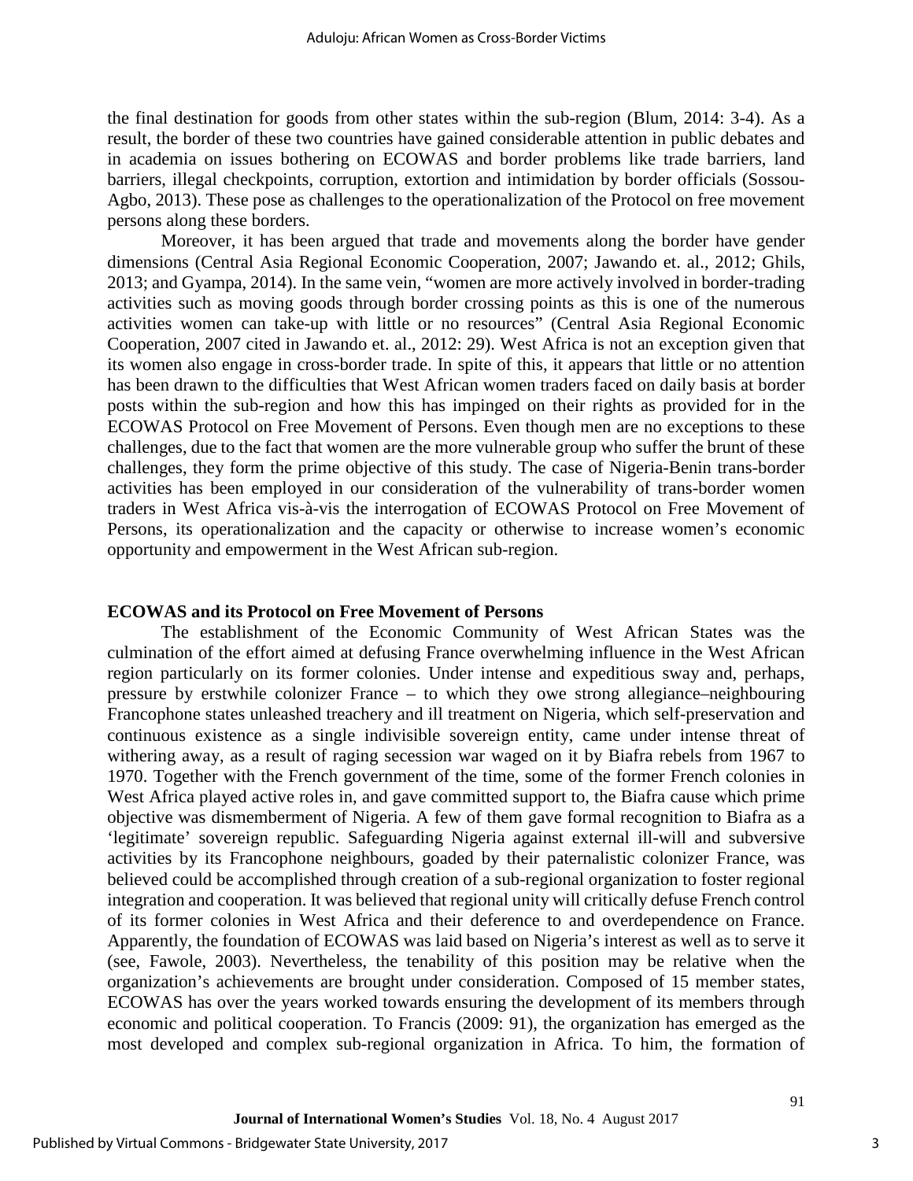the final destination for goods from other states within the sub-region (Blum, 2014: 3-4). As a result, the border of these two countries have gained considerable attention in public debates and in academia on issues bothering on ECOWAS and border problems like trade barriers, land barriers, illegal checkpoints, corruption, extortion and intimidation by border officials (Sossou-Agbo, 2013). These pose as challenges to the operationalization of the Protocol on free movement persons along these borders.

Moreover, it has been argued that trade and movements along the border have gender dimensions (Central Asia Regional Economic Cooperation, 2007; Jawando et. al., 2012; Ghils, 2013; and Gyampa, 2014). In the same vein, "women are more actively involved in border-trading activities such as moving goods through border crossing points as this is one of the numerous activities women can take-up with little or no resources" (Central Asia Regional Economic Cooperation, 2007 cited in Jawando et. al., 2012: 29). West Africa is not an exception given that its women also engage in cross-border trade. In spite of this, it appears that little or no attention has been drawn to the difficulties that West African women traders faced on daily basis at border posts within the sub-region and how this has impinged on their rights as provided for in the ECOWAS Protocol on Free Movement of Persons. Even though men are no exceptions to these challenges, due to the fact that women are the more vulnerable group who suffer the brunt of these challenges, they form the prime objective of this study. The case of Nigeria-Benin trans-border activities has been employed in our consideration of the vulnerability of trans-border women traders in West Africa vis-à-vis the interrogation of ECOWAS Protocol on Free Movement of Persons, its operationalization and the capacity or otherwise to increase women's economic opportunity and empowerment in the West African sub-region.

## ECOWAS and its Protocol on Free Movement of Persons

The establishment of the Economic Community of West African States was the culmination of the effort aimed at defusing France overwhelming influence in the West African region particularly on its former colonies. Under intense and expeditious sway and, perhaps, pressure by erstwhile colonizer France – to which they owe strong allegiance–neighbouring Francophone states unleashed treachery and ill treatment on Nigeria, which self-preservation and continuous existence as a single indivisible sovereign entity, came under intense threat of withering away, as a result of raging secession war waged on it by Biafra rebels from 1967 to 1970. Together with the French government of the time, some of the former French colonies in West Africa played active roles in, and gave committed support to, the Biafra cause which prime objective was dismemberment of Nigeria. A few of them gave formal recognition to Biafra as a 'legitimate' sovereign republic. Safeguarding Nigeria against external ill-will and subversive activities by its Francophone neighbours, goaded by their paternalistic colonizer France, was believed could be accomplished through creation of a sub-regional organization to foster regional integration and cooperation. It was believed that regional unity will critically defuse French control of its former colonies in West Africa and their deference to and overdependence on France. Apparently, the foundation of ECOWAS was laid based on Nigeria's interest as well as to serve it (see, Fawole, 2003). Nevertheless, the tenability of this position may be relative when the organization's achievements are brought under consideration. Composed of 15 member states, ECOWAS has over the years worked towards ensuring the development of its members through economic and political cooperation. To Francis (2009: 91), the organization has emerged as the most developed and complex sub-regional organization in Africa. To him, the formation of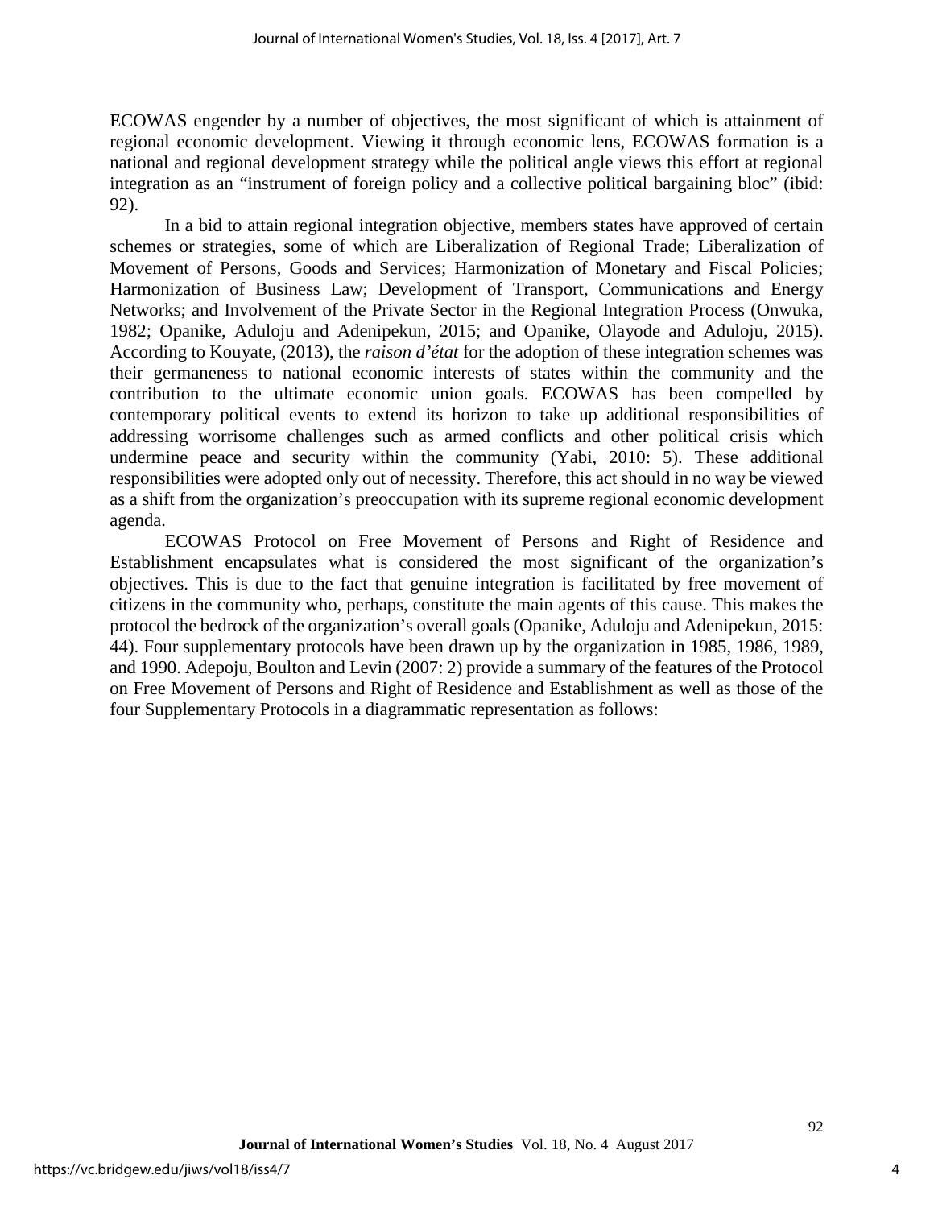ECOWAS engender by a number of objectives, the most significant of which is attainment of regional economic development. Viewing it through economic lens, ECOWAS formation is a national and regional development strategy while the political angle views this effort at regional integration as an "instrument of foreign policy and a collective political bargaining bloc" (ibid: 92).

In a bid to attain regional integration objective, members states have approved of certain schemes or strategies, some of which are Liberalization of Regional Trade; Liberalization of Movement of Persons, Goods and Services; Harmonization of Monetary and Fiscal Policies; Harmonization of Business Law; Development of Transport, Communications and Energy Networks; and Involvement of the Private Sector in the Regional Integration Process (Onwuka, 1982; Opanike, Aduloju and Adenipekun, 2015; and Opanike, Olayode and Aduloju, 2015). According to Kouyate, (2013), the *raison d'état* for the adoption of these integration schemes was their germaneness to national economic interests of states within the community and the contribution to the ultimate economic union goals. ECOWAS has been compelled by contemporary political events to extend its horizon to take up additional responsibilities of addressing worrisome challenges such as armed conflicts and other political crisis which undermine peace and security within the community (Yabi, 2010: 5). These additional responsibilities were adopted only out of necessity. Therefore, this act should in no way be viewed as a shift from the organization's preoccupation with its supreme regional economic development agenda.

ECOWAS Protocol on Free Movement of Persons and Right of Residence and Establishment encapsulates what is considered the most significant of the organization's objectives. This is due to the fact that genuine integration is facilitated by free movement of citizens in the community who, perhaps, constitute the main agents of this cause. This makes the protocol the bedrock of the organization's overall goals (Opanike, Aduloju and Adenipekun, 2015: 44). Four supplementary protocols have been drawn up by the organization in 1985, 1986, 1989, and 1990. Adepoju, Boulton and Levin (2007: 2) provide a summary of the features of the Protocol on Free Movement of Persons and Right of Residence and Establishment as well as those of the four Supplementary Protocols in a diagrammatic representation as follows: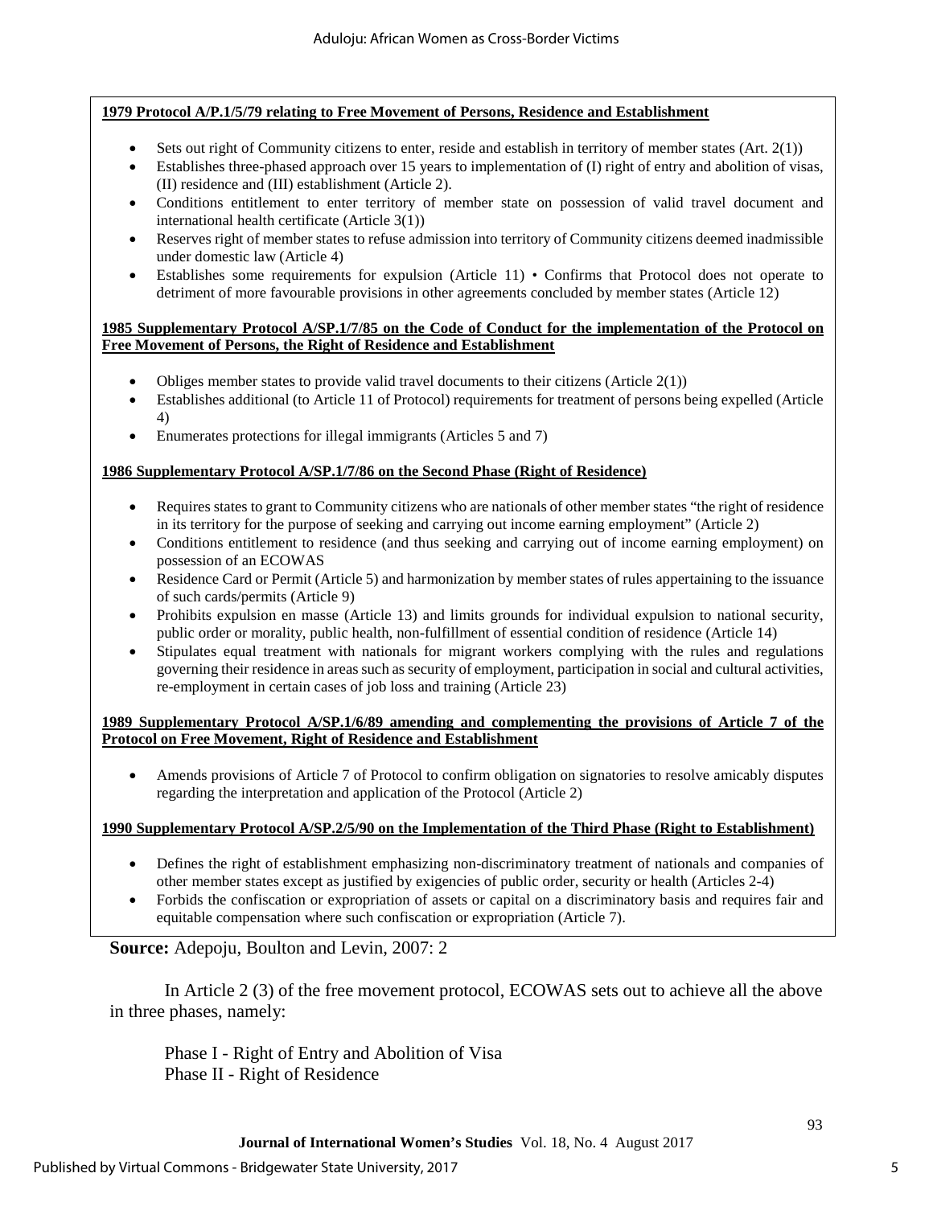**1979 Protocol A/P.1/5/79 relating to Free Movement of Persons, Residence and Establishment**

- Sets out right of Community citizens to enter, reside and establish in territory of member states (Art. 2(1))
- Establishes three-phased approach over 15 years to implementation of (I) right of entry and abolition of visas, (II) residence and (III) establishment (Article 2).
- Conditions entitlement to enter territory of member state on possession of valid travel document and international health certificate (Article 3(1))
- Reserves right of member states to refuse admission into territory of Community citizens deemed inadmissible under domestic law (Article 4)
- Establishes some requirements for expulsion (Article 11) • Confirms that Protocol does not operate to detriment of more favourable provisions in other agreements concluded by member states (Article 12)

**1985 Supplementary Protocol A/SP.1/7/85 on the Code of Conduct for the implementation of the Protocol on Free Movement of Persons, the Right of Residence and Establishment**

- Obliges member states to provide valid travel documents to their citizens (Article 2(1))
- Establishes additional (to Article 11 of Protocol) requirements for treatment of persons being expelled (Article 4)
- Enumerates protections for illegal immigrants (Articles 5 and 7)

**1986 Supplementary Protocol A/SP.1/7/86 on the Second Phase (Right of Residence)**

- Requires states to grant to Community citizens who are nationals of other member states "the right of residence in its territory for the purpose of seeking and carrying out income earning employment" (Article 2)
- Conditions entitlement to residence (and thus seeking and carrying out of income earning employment) on possession of an ECOWAS
- Residence Card or Permit (Article 5) and harmonization by member states of rules appertaining to the issuance of such cards/permits (Article 9)
- Prohibits expulsion en masse (Article 13) and limits grounds for individual expulsion to national security, public order or morality, public health, non-fulfillment of essential condition of residence (Article 14)
- Stipulates equal treatment with nationals for migrant workers complying with the rules and regulations governing their residence in areas such as security of employment, participation in social and cultural activities, re-employment in certain cases of job loss and training (Article 23)

**1989 Supplementary Protocol A/SP.1/6/89 amending and complementing the provisions of Article 7 of the Protocol on Free Movement, Right of Residence and Establishment**

- Amends provisions of Article 7 of Protocol to confirm obligation on signatories to resolve amicably disputes regarding the interpretation and application of the Protocol (Article 2)

**1990 Supplementary Protocol A/SP.2/5/90 on the Implementation of the Third Phase (Right to Establishment)**

- Defines the right of establishment emphasizing non-discriminatory treatment of nationals and companies of other member states except as justified by exigencies of public order, security or health (Articles 2-4)
- Forbids the confiscation or expropriation of assets or capital on a discriminatory basis and requires fair and equitable compensation where such confiscation or expropriation (Article 7).

**Source:** Adepoju, Boulton and Levin, 2007: 2

In Article 2 (3) of the free movement protocol, ECOWAS sets out to achieve all the above in three phases, namely:

Phase I - Right of Entry and Abolition of Visa
Phase II - Right of Residence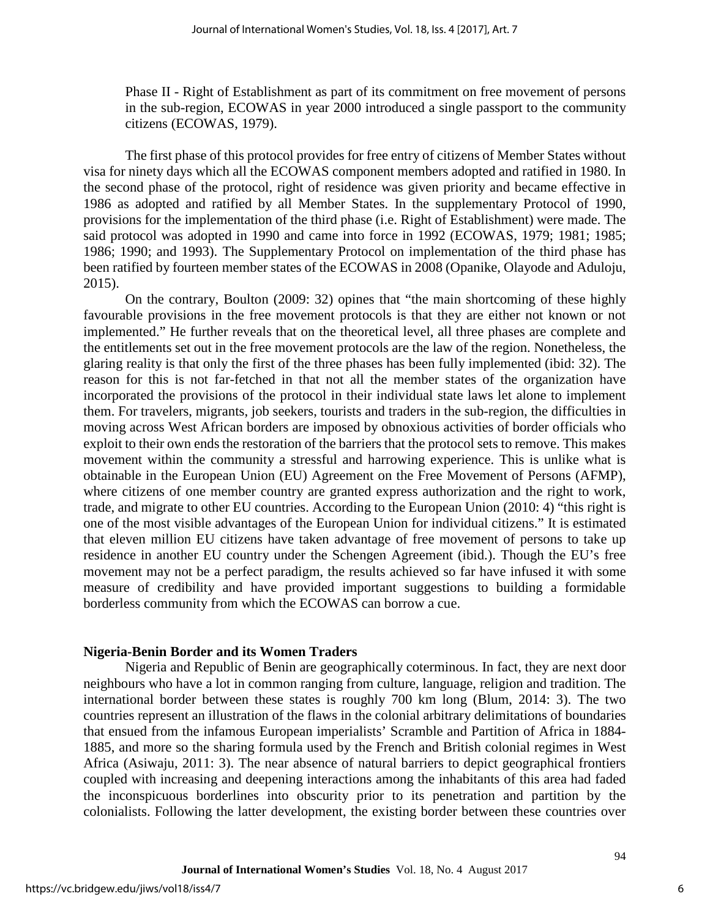Phase II - Right of Establishment as part of its commitment on free movement of persons in the sub-region, ECOWAS in year 2000 introduced a single passport to the community citizens (ECOWAS, 1979).

The first phase of this protocol provides for free entry of citizens of Member States without visa for ninety days which all the ECOWAS component members adopted and ratified in 1980. In the second phase of the protocol, right of residence was given priority and became effective in 1986 as adopted and ratified by all Member States. In the supplementary Protocol of 1990, provisions for the implementation of the third phase (i.e. Right of Establishment) were made. The said protocol was adopted in 1990 and came into force in 1992 (ECOWAS, 1979; 1981; 1985; 1986; 1990; and 1993). The Supplementary Protocol on implementation of the third phase has been ratified by fourteen member states of the ECOWAS in 2008 (Opanike, Olayode and Aduloju, 2015).

On the contrary, Boulton (2009: 32) opines that "the main shortcoming of these highly favourable provisions in the free movement protocols is that they are either not known or not implemented." He further reveals that on the theoretical level, all three phases are complete and the entitlements set out in the free movement protocols are the law of the region. Nonetheless, the glaring reality is that only the first of the three phases has been fully implemented (ibid: 32). The reason for this is not far-fetched in that not all the member states of the organization have incorporated the provisions of the protocol in their individual state laws let alone to implement them. For travelers, migrants, job seekers, tourists and traders in the sub-region, the difficulties in moving across West African borders are imposed by obnoxious activities of border officials who exploit to their own ends the restoration of the barriers that the protocol sets to remove. This makes movement within the community a stressful and harrowing experience. This is unlike what is obtainable in the European Union (EU) Agreement on the Free Movement of Persons (AFMP), where citizens of one member country are granted express authorization and the right to work, trade, and migrate to other EU countries. According to the European Union (2010: 4) "this right is one of the most visible advantages of the European Union for individual citizens." It is estimated that eleven million EU citizens have taken advantage of free movement of persons to take up residence in another EU country under the Schengen Agreement (ibid.). Though the EU's free movement may not be a perfect paradigm, the results achieved so far have infused it with some measure of credibility and have provided important suggestions to building a formidable borderless community from which the ECOWAS can borrow a cue.

## Nigeria-Benin Border and its Women Traders

Nigeria and Republic of Benin are geographically coterminous. In fact, they are next door neighbours who have a lot in common ranging from culture, language, religion and tradition. The international border between these states is roughly 700 km long (Blum, 2014: 3). The two countries represent an illustration of the flaws in the colonial arbitrary delimitations of boundaries that ensued from the infamous European imperialists' Scramble and Partition of Africa in 1884-1885, and more so the sharing formula used by the French and British colonial regimes in West Africa (Asiwaju, 2011: 3). The near absence of natural barriers to depict geographical frontiers coupled with increasing and deepening interactions among the inhabitants of this area had faded the inconspicuous borderlines into obscurity prior to its penetration and partition by the colonialists. Following the latter development, the existing border between these countries over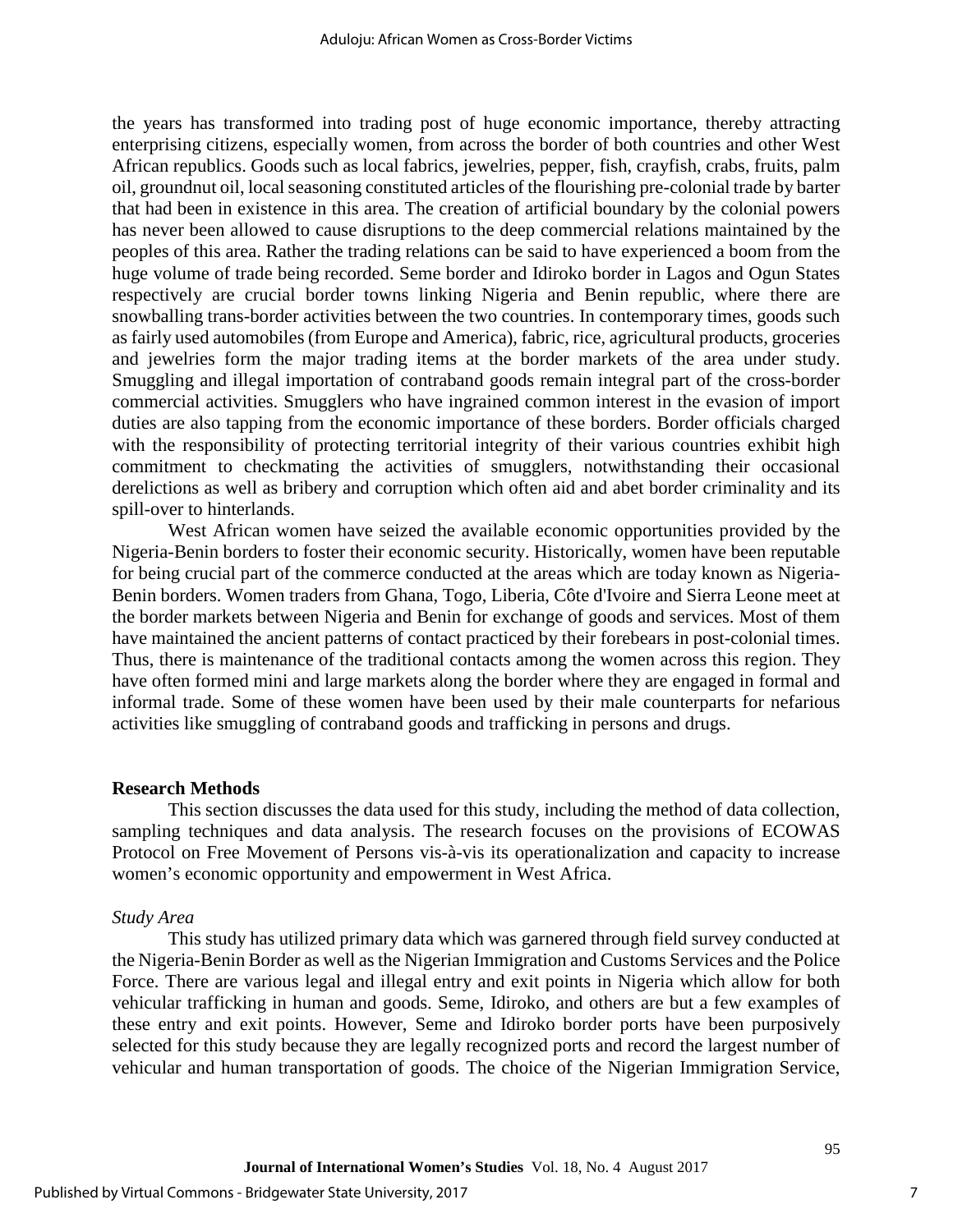the years has transformed into trading post of huge economic importance, thereby attracting enterprising citizens, especially women, from across the border of both countries and other West African republics. Goods such as local fabrics, jewelries, pepper, fish, crayfish, crabs, fruits, palm oil, groundnut oil, local seasoning constituted articles of the flourishing pre-colonial trade by barter that had been in existence in this area. The creation of artificial boundary by the colonial powers has never been allowed to cause disruptions to the deep commercial relations maintained by the peoples of this area. Rather the trading relations can be said to have experienced a boom from the huge volume of trade being recorded. Seme border and Idiroko border in Lagos and Ogun States respectively are crucial border towns linking Nigeria and Benin republic, where there are snowballing trans-border activities between the two countries. In contemporary times, goods such as fairly used automobiles (from Europe and America), fabric, rice, agricultural products, groceries and jewelries form the major trading items at the border markets of the area under study. Smuggling and illegal importation of contraband goods remain integral part of the cross-border commercial activities. Smugglers who have ingrained common interest in the evasion of import duties are also tapping from the economic importance of these borders. Border officials charged with the responsibility of protecting territorial integrity of their various countries exhibit high commitment to checkmating the activities of smugglers, notwithstanding their occasional derelictions as well as bribery and corruption which often aid and abet border criminality and its spill-over to hinterlands.

West African women have seized the available economic opportunities provided by the Nigeria-Benin borders to foster their economic security. Historically, women have been reputable for being crucial part of the commerce conducted at the areas which are today known as Nigeria-Benin borders. Women traders from Ghana, Togo, Liberia, Côte d'Ivoire and Sierra Leone meet at the border markets between Nigeria and Benin for exchange of goods and services. Most of them have maintained the ancient patterns of contact practiced by their forebears in post-colonial times. Thus, there is maintenance of the traditional contacts among the women across this region. They have often formed mini and large markets along the border where they are engaged in formal and informal trade. Some of these women have been used by their male counterparts for nefarious activities like smuggling of contraband goods and trafficking in persons and drugs.

## Research Methods

This section discusses the data used for this study, including the method of data collection, sampling techniques and data analysis. The research focuses on the provisions of ECOWAS Protocol on Free Movement of Persons vis-à-vis its operationalization and capacity to increase women's economic opportunity and empowerment in West Africa.

### *Study Area*

This study has utilized primary data which was garnered through field survey conducted at the Nigeria-Benin Border as well as the Nigerian Immigration and Customs Services and the Police Force. There are various legal and illegal entry and exit points in Nigeria which allow for both vehicular trafficking in human and goods. Seme, Idiroko, and others are but a few examples of these entry and exit points. However, Seme and Idiroko border ports have been purposively selected for this study because they are legally recognized ports and record the largest number of vehicular and human transportation of goods. The choice of the Nigerian Immigration Service,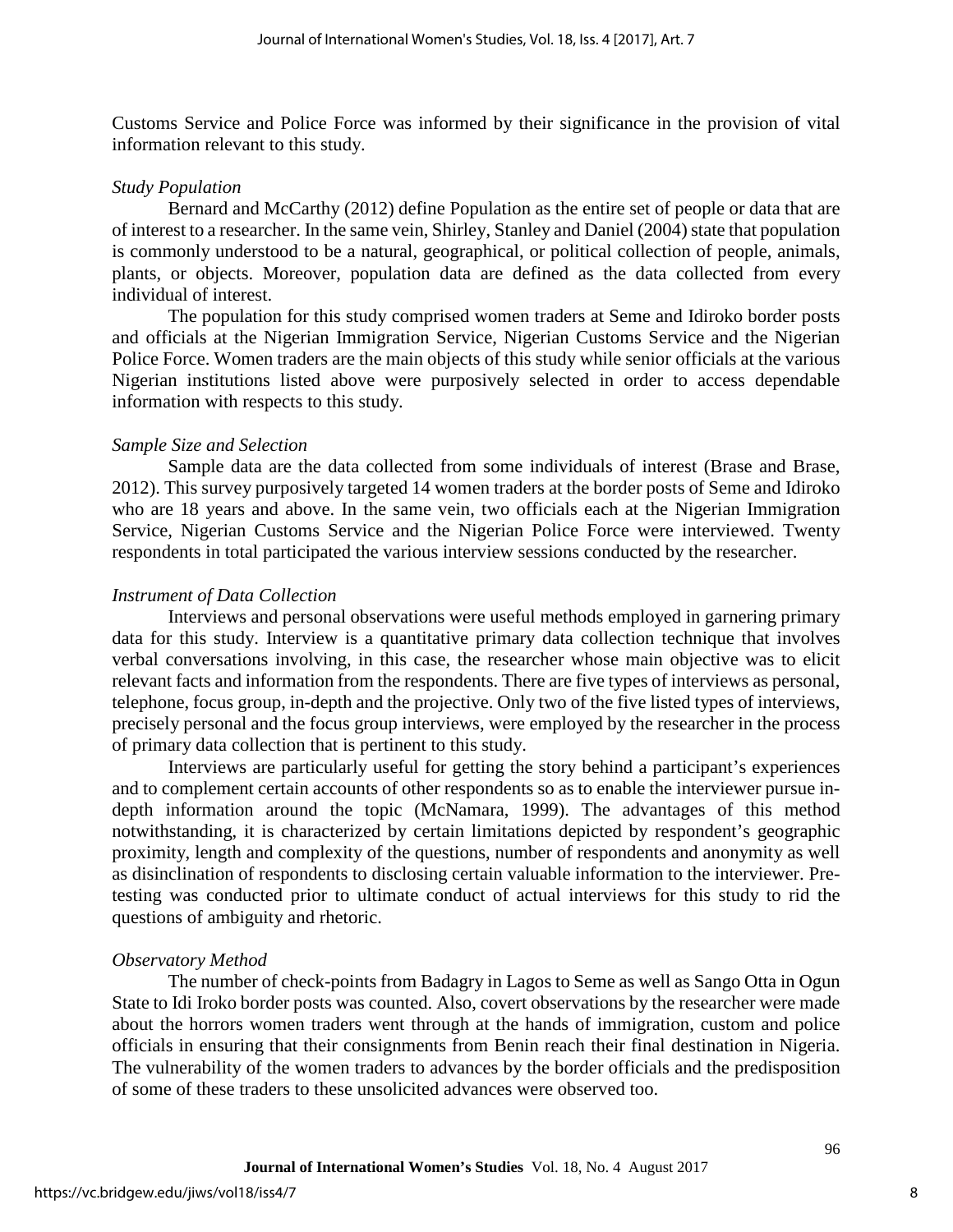Customs Service and Police Force was informed by their significance in the provision of vital information relevant to this study.

*Study Population*

Bernard and McCarthy (2012) define Population as the entire set of people or data that are of interest to a researcher. In the same vein, Shirley, Stanley and Daniel (2004) state that population is commonly understood to be a natural, geographical, or political collection of people, animals, plants, or objects. Moreover, population data are defined as the data collected from every individual of interest.

The population for this study comprised women traders at Seme and Idiroko border posts and officials at the Nigerian Immigration Service, Nigerian Customs Service and the Nigerian Police Force. Women traders are the main objects of this study while senior officials at the various Nigerian institutions listed above were purposively selected in order to access dependable information with respects to this study.

*Sample Size and Selection*

Sample data are the data collected from some individuals of interest (Brase and Brase, 2012). This survey purposively targeted 14 women traders at the border posts of Seme and Idiroko who are 18 years and above. In the same vein, two officials each at the Nigerian Immigration Service, Nigerian Customs Service and the Nigerian Police Force were interviewed. Twenty respondents in total participated the various interview sessions conducted by the researcher.

*Instrument of Data Collection*

Interviews and personal observations were useful methods employed in garnering primary data for this study. Interview is a quantitative primary data collection technique that involves verbal conversations involving, in this case, the researcher whose main objective was to elicit relevant facts and information from the respondents. There are five types of interviews as personal, telephone, focus group, in-depth and the projective. Only two of the five listed types of interviews, precisely personal and the focus group interviews, were employed by the researcher in the process of primary data collection that is pertinent to this study.

Interviews are particularly useful for getting the story behind a participant's experiences and to complement certain accounts of other respondents so as to enable the interviewer pursue in-depth information around the topic (McNamara, 1999). The advantages of this method notwithstanding, it is characterized by certain limitations depicted by respondent's geographic proximity, length and complexity of the questions, number of respondents and anonymity as well as disinclination of respondents to disclosing certain valuable information to the interviewer. Pre-testing was conducted prior to ultimate conduct of actual interviews for this study to rid the questions of ambiguity and rhetoric.

*Observatory Method*

The number of check-points from Badagry in Lagos to Seme as well as Sango Otta in Ogun State to Idi Iroko border posts was counted. Also, covert observations by the researcher were made about the horrors women traders went through at the hands of immigration, custom and police officials in ensuring that their consignments from Benin reach their final destination in Nigeria. The vulnerability of the women traders to advances by the border officials and the predisposition of some of these traders to these unsolicited advances were observed too.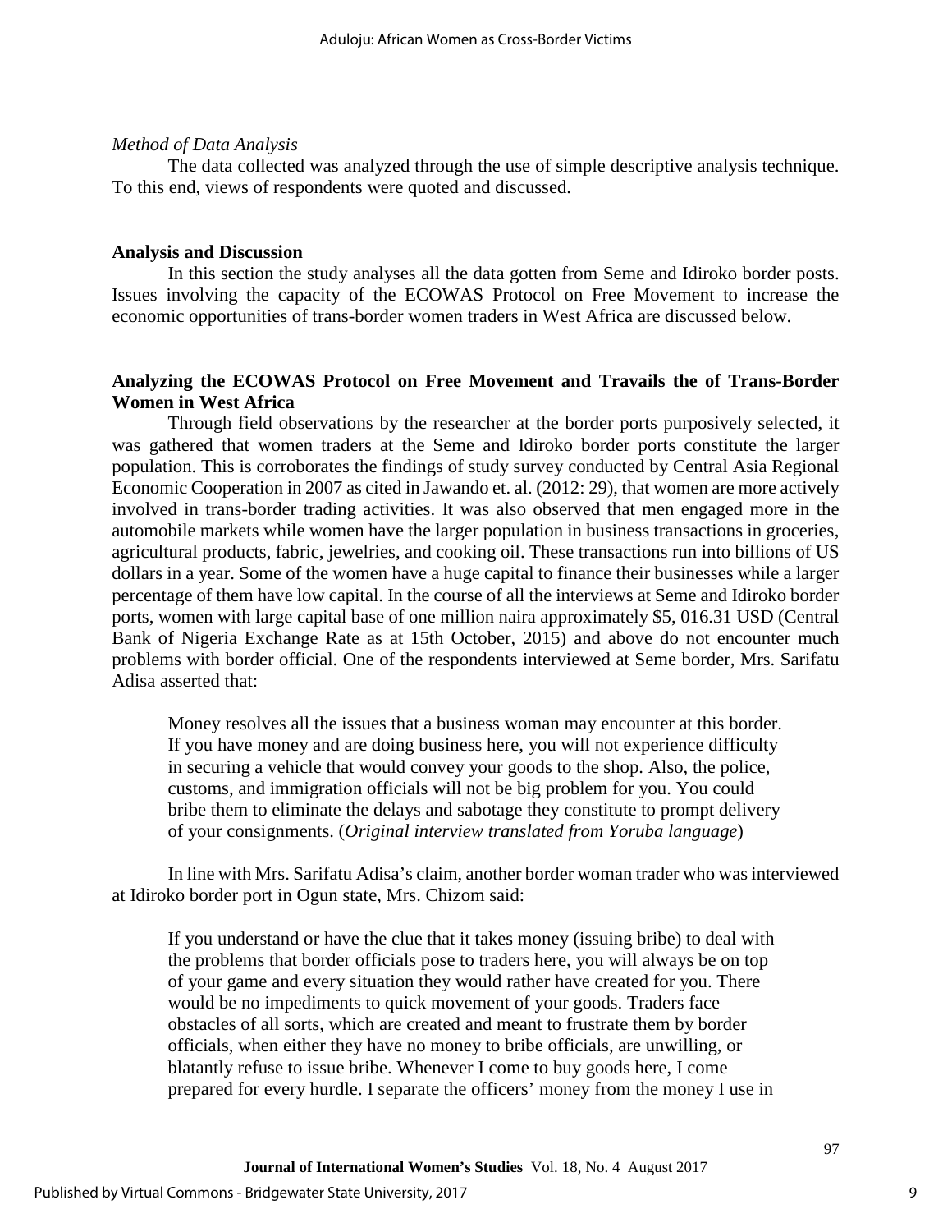*Method of Data Analysis*

The data collected was analyzed through the use of simple descriptive analysis technique. To this end, views of respondents were quoted and discussed.

## Analysis and Discussion

In this section the study analyses all the data gotten from Seme and Idiroko border posts. Issues involving the capacity of the ECOWAS Protocol on Free Movement to increase the economic opportunities of trans-border women traders in West Africa are discussed below.

### Analyzing the ECOWAS Protocol on Free Movement and Travails the of Trans-Border Women in West Africa

Through field observations by the researcher at the border ports purposively selected, it was gathered that women traders at the Seme and Idiroko border ports constitute the larger population. This is corroborates the findings of study survey conducted by Central Asia Regional Economic Cooperation in 2007 as cited in Jawando et. al. (2012: 29), that women are more actively involved in trans-border trading activities. It was also observed that men engaged more in the automobile markets while women have the larger population in business transactions in groceries, agricultural products, fabric, jewelries, and cooking oil. These transactions run into billions of US dollars in a year. Some of the women have a huge capital to finance their businesses while a larger percentage of them have low capital. In the course of all the interviews at Seme and Idiroko border ports, women with large capital base of one million naira approximately $5, 016.31 USD (Central Bank of Nigeria Exchange Rate as at 15th October, 2015) and above do not encounter much problems with border official. One of the respondents interviewed at Seme border, Mrs. Sarifatu Adisa asserted that:

> Money resolves all the issues that a business woman may encounter at this border. If you have money and are doing business here, you will not experience difficulty in securing a vehicle that would convey your goods to the shop. Also, the police, customs, and immigration officials will not be big problem for you. You could bribe them to eliminate the delays and sabotage they constitute to prompt delivery of your consignments. (*Original interview translated from Yoruba language*)

In line with Mrs. Sarifatu Adisa's claim, another border woman trader who was interviewed at Idiroko border port in Ogun state, Mrs. Chizom said:

> If you understand or have the clue that it takes money (issuing bribe) to deal with the problems that border officials pose to traders here, you will always be on top of your game and every situation they would rather have created for you. There would be no impediments to quick movement of your goods. Traders face obstacles of all sorts, which are created and meant to frustrate them by border officials, when either they have no money to bribe officials, are unwilling, or blatantly refuse to issue bribe. Whenever I come to buy goods here, I come prepared for every hurdle. I separate the officers' money from the money I use in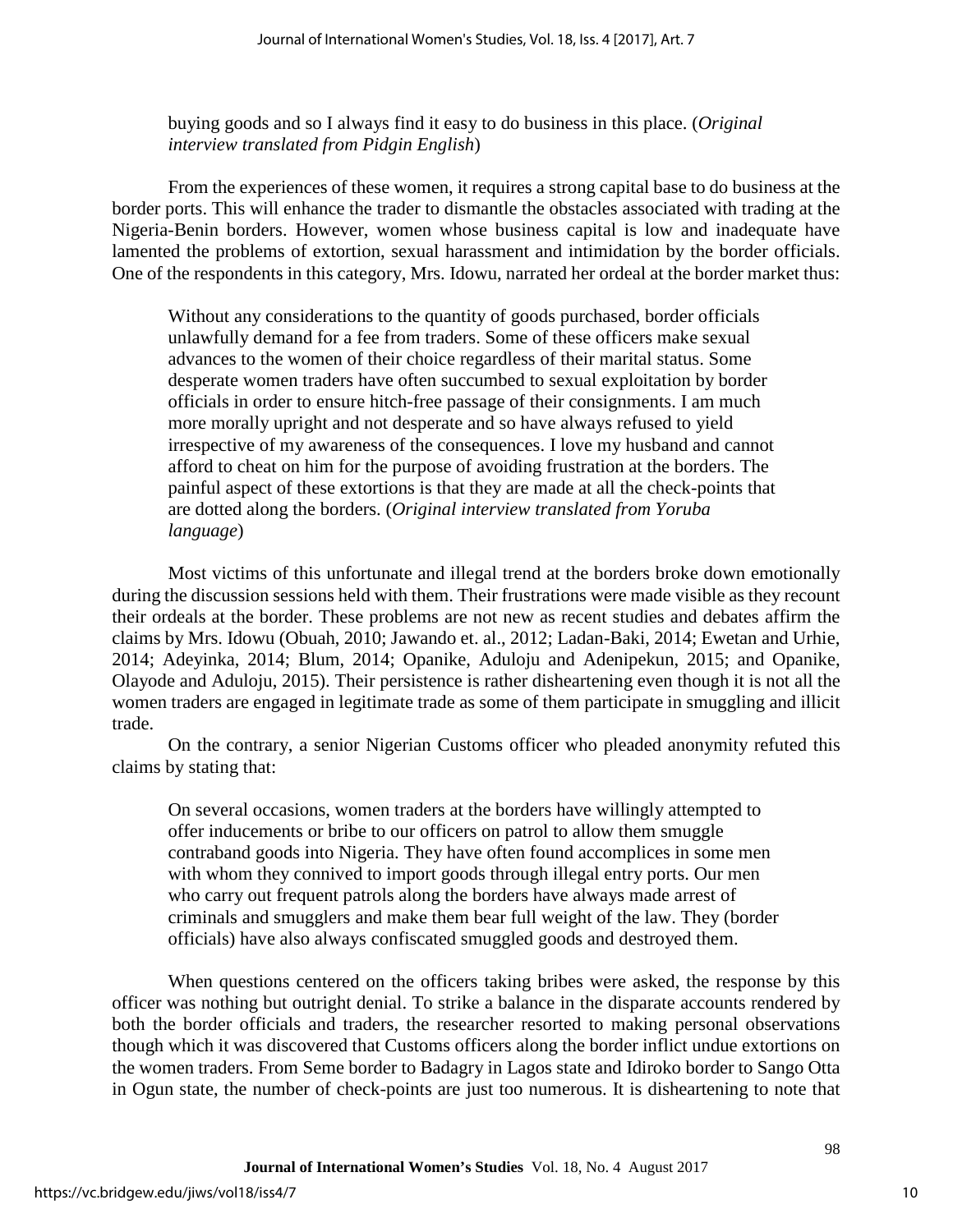buying goods and so I always find it easy to do business in this place. (*Original interview translated from Pidgin English*)

From the experiences of these women, it requires a strong capital base to do business at the border ports. This will enhance the trader to dismantle the obstacles associated with trading at the Nigeria-Benin borders. However, women whose business capital is low and inadequate have lamented the problems of extortion, sexual harassment and intimidation by the border officials. One of the respondents in this category, Mrs. Idowu, narrated her ordeal at the border market thus:

> Without any considerations to the quantity of goods purchased, border officials unlawfully demand for a fee from traders. Some of these officers make sexual advances to the women of their choice regardless of their marital status. Some desperate women traders have often succumbed to sexual exploitation by border officials in order to ensure hitch-free passage of their consignments. I am much more morally upright and not desperate and so have always refused to yield irrespective of my awareness of the consequences. I love my husband and cannot afford to cheat on him for the purpose of avoiding frustration at the borders. The painful aspect of these extortions is that they are made at all the check-points that are dotted along the borders. (*Original interview translated from Yoruba language*)

Most victims of this unfortunate and illegal trend at the borders broke down emotionally during the discussion sessions held with them. Their frustrations were made visible as they recount their ordeals at the border. These problems are not new as recent studies and debates affirm the claims by Mrs. Idowu (Obuah, 2010; Jawando et. al., 2012; Ladan-Baki, 2014; Ewetan and Urhie, 2014; Adeyinka, 2014; Blum, 2014; Opanike, Aduloju and Adenipekun, 2015; and Opanike, Olayode and Aduloju, 2015). Their persistence is rather disheartening even though it is not all the women traders are engaged in legitimate trade as some of them participate in smuggling and illicit trade.

On the contrary, a senior Nigerian Customs officer who pleaded anonymity refuted this claims by stating that:

> On several occasions, women traders at the borders have willingly attempted to offer inducements or bribe to our officers on patrol to allow them smuggle contraband goods into Nigeria. They have often found accomplices in some men with whom they connived to import goods through illegal entry ports. Our men who carry out frequent patrols along the borders have always made arrest of criminals and smugglers and make them bear full weight of the law. They (border officials) have also always confiscated smuggled goods and destroyed them.

When questions centered on the officers taking bribes were asked, the response by this officer was nothing but outright denial. To strike a balance in the disparate accounts rendered by both the border officials and traders, the researcher resorted to making personal observations though which it was discovered that Customs officers along the border inflict undue extortions on the women traders. From Seme border to Badagry in Lagos state and Idiroko border to Sango Otta in Ogun state, the number of check-points are just too numerous. It is disheartening to note that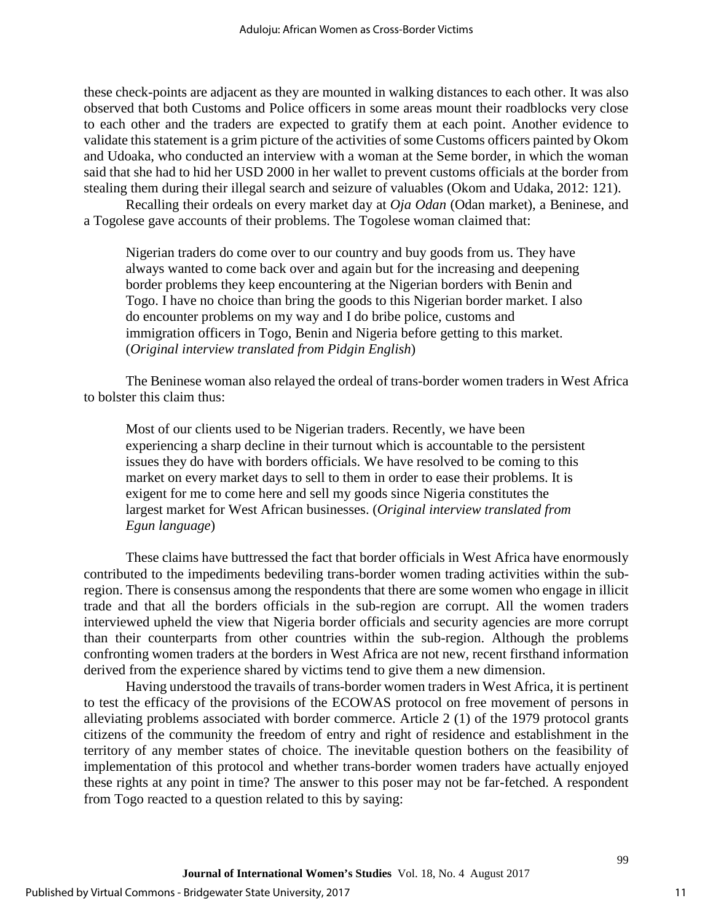these check-points are adjacent as they are mounted in walking distances to each other. It was also observed that both Customs and Police officers in some areas mount their roadblocks very close to each other and the traders are expected to gratify them at each point. Another evidence to validate this statement is a grim picture of the activities of some Customs officers painted by Okom and Udoaka, who conducted an interview with a woman at the Seme border, in which the woman said that she had to hid her USD 2000 in her wallet to prevent customs officials at the border from stealing them during their illegal search and seizure of valuables (Okom and Udaka, 2012: 121).

Recalling their ordeals on every market day at *Oja Odan* (Odan market), a Beninese, and a Togolese gave accounts of their problems. The Togolese woman claimed that:

> Nigerian traders do come over to our country and buy goods from us. They have always wanted to come back over and again but for the increasing and deepening border problems they keep encountering at the Nigerian borders with Benin and Togo. I have no choice than bring the goods to this Nigerian border market. I also do encounter problems on my way and I do bribe police, customs and immigration officers in Togo, Benin and Nigeria before getting to this market. (*Original interview translated from Pidgin English*)

The Beninese woman also relayed the ordeal of trans-border women traders in West Africa to bolster this claim thus:

> Most of our clients used to be Nigerian traders. Recently, we have been experiencing a sharp decline in their turnout which is accountable to the persistent issues they do have with borders officials. We have resolved to be coming to this market on every market days to sell to them in order to ease their problems. It is exigent for me to come here and sell my goods since Nigeria constitutes the largest market for West African businesses. (*Original interview translated from Egun language*)

These claims have buttressed the fact that border officials in West Africa have enormously contributed to the impediments bedeviling trans-border women trading activities within the sub-region. There is consensus among the respondents that there are some women who engage in illicit trade and that all the borders officials in the sub-region are corrupt. All the women traders interviewed upheld the view that Nigeria border officials and security agencies are more corrupt than their counterparts from other countries within the sub-region. Although the problems confronting women traders at the borders in West Africa are not new, recent firsthand information derived from the experience shared by victims tend to give them a new dimension.

Having understood the travails of trans-border women traders in West Africa, it is pertinent to test the efficacy of the provisions of the ECOWAS protocol on free movement of persons in alleviating problems associated with border commerce. Article 2 (1) of the 1979 protocol grants citizens of the community the freedom of entry and right of residence and establishment in the territory of any member states of choice. The inevitable question bothers on the feasibility of implementation of this protocol and whether trans-border women traders have actually enjoyed these rights at any point in time? The answer to this poser may not be far-fetched. A respondent from Togo reacted to a question related to this by saying: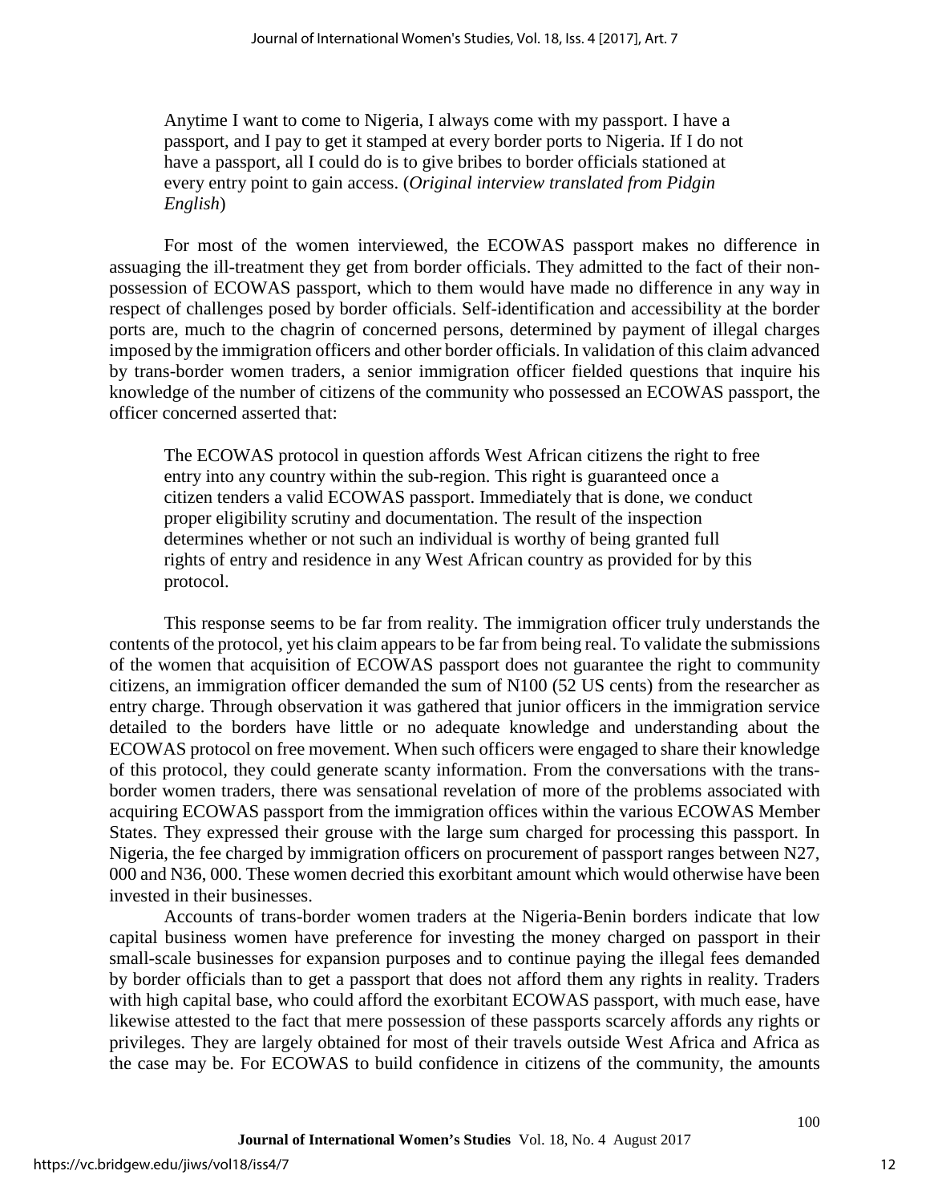> Anytime I want to come to Nigeria, I always come with my passport. I have a passport, and I pay to get it stamped at every border ports to Nigeria. If I do not have a passport, all I could do is to give bribes to border officials stationed at every entry point to gain access. (*Original interview translated from Pidgin English*)

For most of the women interviewed, the ECOWAS passport makes no difference in assuaging the ill-treatment they get from border officials. They admitted to the fact of their non-possession of ECOWAS passport, which to them would have made no difference in any way in respect of challenges posed by border officials. Self-identification and accessibility at the border ports are, much to the chagrin of concerned persons, determined by payment of illegal charges imposed by the immigration officers and other border officials. In validation of this claim advanced by trans-border women traders, a senior immigration officer fielded questions that inquire his knowledge of the number of citizens of the community who possessed an ECOWAS passport, the officer concerned asserted that:

> The ECOWAS protocol in question affords West African citizens the right to free entry into any country within the sub-region. This right is guaranteed once a citizen tenders a valid ECOWAS passport. Immediately that is done, we conduct proper eligibility scrutiny and documentation. The result of the inspection determines whether or not such an individual is worthy of being granted full rights of entry and residence in any West African country as provided for by this protocol.

This response seems to be far from reality. The immigration officer truly understands the contents of the protocol, yet his claim appears to be far from being real. To validate the submissions of the women that acquisition of ECOWAS passport does not guarantee the right to community citizens, an immigration officer demanded the sum of N100 (52 US cents) from the researcher as entry charge. Through observation it was gathered that junior officers in the immigration service detailed to the borders have little or no adequate knowledge and understanding about the ECOWAS protocol on free movement. When such officers were engaged to share their knowledge of this protocol, they could generate scanty information. From the conversations with the trans-border women traders, there was sensational revelation of more of the problems associated with acquiring ECOWAS passport from the immigration offices within the various ECOWAS Member States. They expressed their grouse with the large sum charged for processing this passport. In Nigeria, the fee charged by immigration officers on procurement of passport ranges between N27, 000 and N36, 000. These women decried this exorbitant amount which would otherwise have been invested in their businesses.

Accounts of trans-border women traders at the Nigeria-Benin borders indicate that low capital business women have preference for investing the money charged on passport in their small-scale businesses for expansion purposes and to continue paying the illegal fees demanded by border officials than to get a passport that does not afford them any rights in reality. Traders with high capital base, who could afford the exorbitant ECOWAS passport, with much ease, have likewise attested to the fact that mere possession of these passports scarcely affords any rights or privileges. They are largely obtained for most of their travels outside West Africa and Africa as the case may be. For ECOWAS to build confidence in citizens of the community, the amounts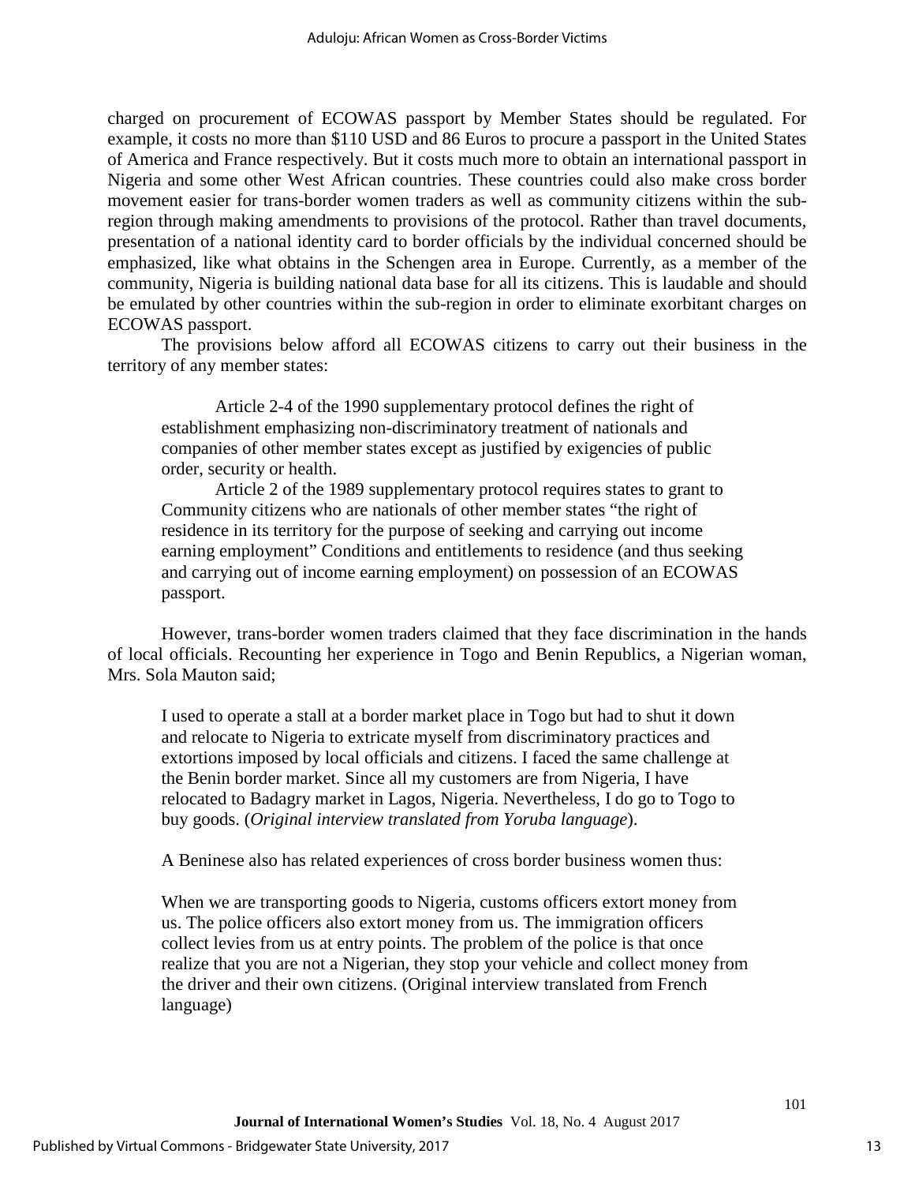charged on procurement of ECOWAS passport by Member States should be regulated. For example, it costs no more than $110 USD and 86 Euros to procure a passport in the United States of America and France respectively. But it costs much more to obtain an international passport in Nigeria and some other West African countries. These countries could also make cross border movement easier for trans-border women traders as well as community citizens within the sub-region through making amendments to provisions of the protocol. Rather than travel documents, presentation of a national identity card to border officials by the individual concerned should be emphasized, like what obtains in the Schengen area in Europe. Currently, as a member of the community, Nigeria is building national data base for all its citizens. This is laudable and should be emulated by other countries within the sub-region in order to eliminate exorbitant charges on ECOWAS passport.

The provisions below afford all ECOWAS citizens to carry out their business in the territory of any member states:

> Article 2-4 of the 1990 supplementary protocol defines the right of establishment emphasizing non-discriminatory treatment of nationals and companies of other member states except as justified by exigencies of public order, security or health.
>
> Article 2 of the 1989 supplementary protocol requires states to grant to Community citizens who are nationals of other member states "the right of residence in its territory for the purpose of seeking and carrying out income earning employment" Conditions and entitlements to residence (and thus seeking and carrying out of income earning employment) on possession of an ECOWAS passport.

However, trans-border women traders claimed that they face discrimination in the hands of local officials. Recounting her experience in Togo and Benin Republics, a Nigerian woman, Mrs. Sola Mauton said;

> I used to operate a stall at a border market place in Togo but had to shut it down and relocate to Nigeria to extricate myself from discriminatory practices and extortions imposed by local officials and citizens. I faced the same challenge at the Benin border market. Since all my customers are from Nigeria, I have relocated to Badagry market in Lagos, Nigeria. Nevertheless, I do go to Togo to buy goods. (*Original interview translated from Yoruba language*).

A Beninese also has related experiences of cross border business women thus:

> When we are transporting goods to Nigeria, customs officers extort money from us. The police officers also extort money from us. The immigration officers collect levies from us at entry points. The problem of the police is that once realize that you are not a Nigerian, they stop your vehicle and collect money from the driver and their own citizens. (Original interview translated from French language)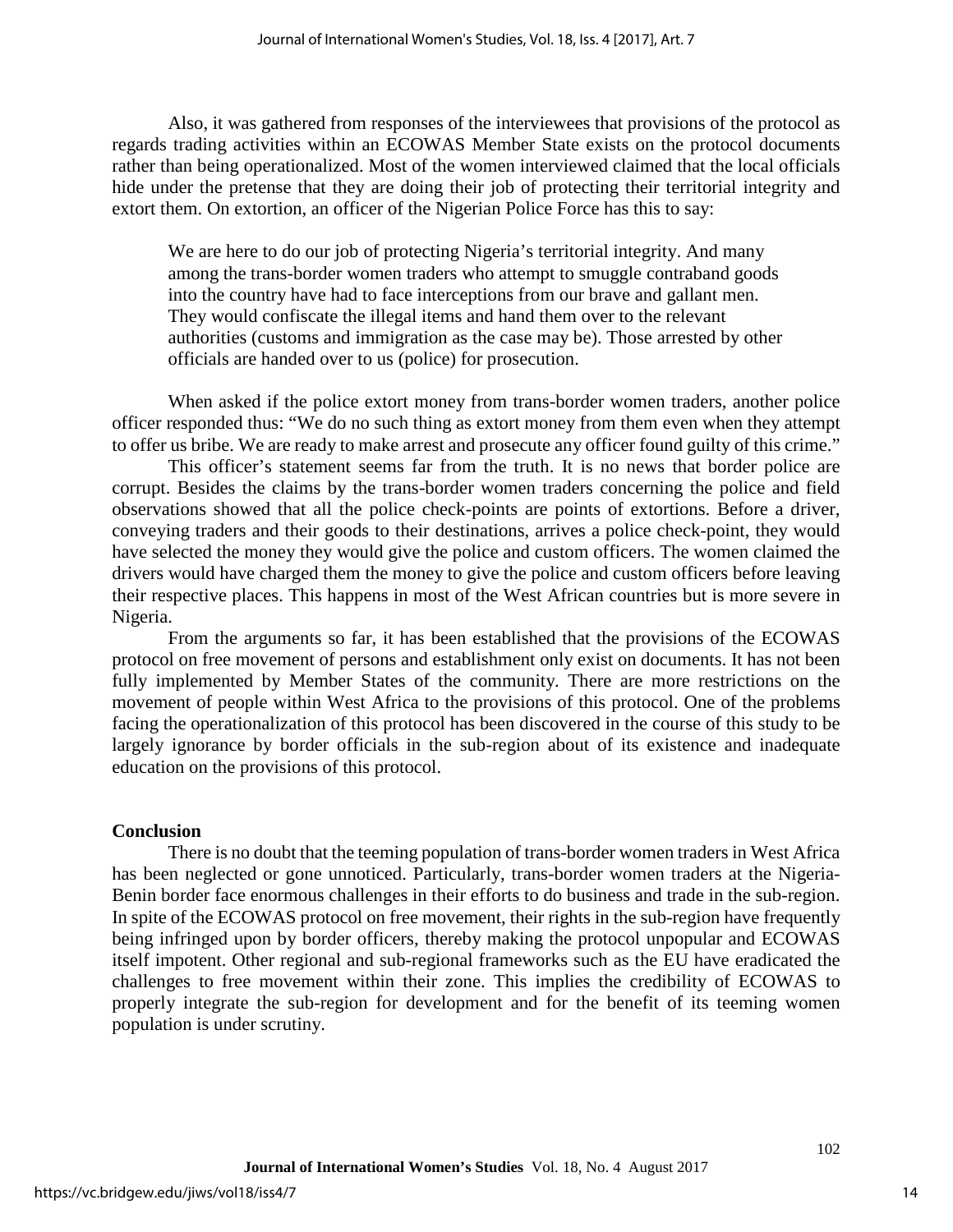Also, it was gathered from responses of the interviewees that provisions of the protocol as regards trading activities within an ECOWAS Member State exists on the protocol documents rather than being operationalized. Most of the women interviewed claimed that the local officials hide under the pretense that they are doing their job of protecting their territorial integrity and extort them. On extortion, an officer of the Nigerian Police Force has this to say:

> We are here to do our job of protecting Nigeria's territorial integrity. And many among the trans-border women traders who attempt to smuggle contraband goods into the country have had to face interceptions from our brave and gallant men. They would confiscate the illegal items and hand them over to the relevant authorities (customs and immigration as the case may be). Those arrested by other officials are handed over to us (police) for prosecution.

When asked if the police extort money from trans-border women traders, another police officer responded thus: "We do no such thing as extort money from them even when they attempt to offer us bribe. We are ready to make arrest and prosecute any officer found guilty of this crime."

This officer's statement seems far from the truth. It is no news that border police are corrupt. Besides the claims by the trans-border women traders concerning the police and field observations showed that all the police check-points are points of extortions. Before a driver, conveying traders and their goods to their destinations, arrives a police check-point, they would have selected the money they would give the police and custom officers. The women claimed the drivers would have charged them the money to give the police and custom officers before leaving their respective places. This happens in most of the West African countries but is more severe in Nigeria.

From the arguments so far, it has been established that the provisions of the ECOWAS protocol on free movement of persons and establishment only exist on documents. It has not been fully implemented by Member States of the community. There are more restrictions on the movement of people within West Africa to the provisions of this protocol. One of the problems facing the operationalization of this protocol has been discovered in the course of this study to be largely ignorance by border officials in the sub-region about of its existence and inadequate education on the provisions of this protocol.

## Conclusion

There is no doubt that the teeming population of trans-border women traders in West Africa has been neglected or gone unnoticed. Particularly, trans-border women traders at the Nigeria-Benin border face enormous challenges in their efforts to do business and trade in the sub-region. In spite of the ECOWAS protocol on free movement, their rights in the sub-region have frequently being infringed upon by border officers, thereby making the protocol unpopular and ECOWAS itself impotent. Other regional and sub-regional frameworks such as the EU have eradicated the challenges to free movement within their zone. This implies the credibility of ECOWAS to properly integrate the sub-region for development and for the benefit of its teeming women population is under scrutiny.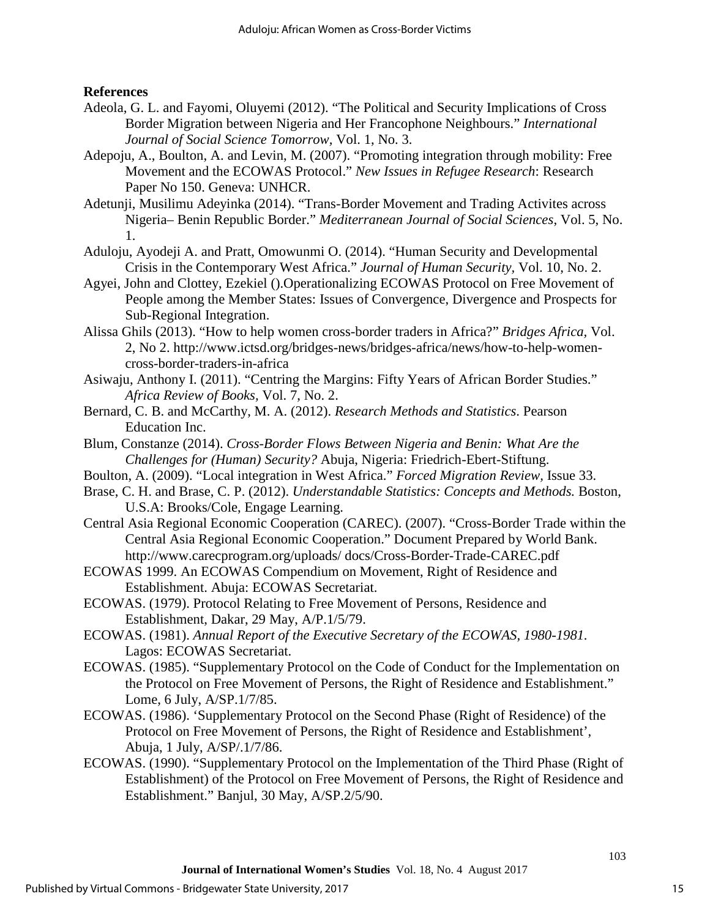**References**

Adeola, G. L. and Fayomi, Oluyemi (2012). "The Political and Security Implications of Cross Border Migration between Nigeria and Her Francophone Neighbours." *International Journal of Social Science Tomorrow*, Vol. 1, No. 3.

Adepoju, A., Boulton, A. and Levin, M. (2007). "Promoting integration through mobility: Free Movement and the ECOWAS Protocol." *New Issues in Refugee Research*: Research Paper No 150. Geneva: UNHCR.

Adetunji, Musilimu Adeyinka (2014). "Trans-Border Movement and Trading Activites across Nigeria– Benin Republic Border." *Mediterranean Journal of Social Sciences*, Vol. 5, No. 1.

Aduloju, Ayodeji A. and Pratt, Omowunmi O. (2014). "Human Security and Developmental Crisis in the Contemporary West Africa." *Journal of Human Security,* Vol. 10, No. 2.

Agyei, John and Clottey, Ezekiel ().Operationalizing ECOWAS Protocol on Free Movement of People among the Member States: Issues of Convergence, Divergence and Prospects for Sub-Regional Integration.

Alissa Ghils (2013). "How to help women cross-border traders in Africa?" *Bridges Africa,* Vol. 2, No 2. http://www.ictsd.org/bridges-news/bridges-africa/news/how-to-help-women-cross-border-traders-in-africa

Asiwaju, Anthony I. (2011). "Centring the Margins: Fifty Years of African Border Studies." *Africa Review of Books,* Vol. 7, No. 2.

Bernard, C. B. and McCarthy, M. A. (2012). *Research Methods and Statistics*. Pearson Education Inc.

Blum, Constanze (2014). *Cross-Border Flows Between Nigeria and Benin: What Are the Challenges for (Human) Security?* Abuja, Nigeria: Friedrich-Ebert-Stiftung.

Boulton, A. (2009). "Local integration in West Africa." *Forced Migration Review,* Issue 33.

Brase, C. H. and Brase, C. P. (2012). *Understandable Statistics: Concepts and Methods.* Boston, U.S.A: Brooks/Cole, Engage Learning.

Central Asia Regional Economic Cooperation (CAREC). (2007). "Cross-Border Trade within the Central Asia Regional Economic Cooperation." Document Prepared by World Bank. http://www.carecprogram.org/uploads/ docs/Cross-Border-Trade-CAREC.pdf

ECOWAS 1999. An ECOWAS Compendium on Movement, Right of Residence and Establishment. Abuja: ECOWAS Secretariat.

ECOWAS. (1979). Protocol Relating to Free Movement of Persons, Residence and Establishment, Dakar, 29 May, A/P.1/5/79.

ECOWAS. (1981). *Annual Report of the Executive Secretary of the ECOWAS, 1980-1981.* Lagos: ECOWAS Secretariat.

ECOWAS. (1985). "Supplementary Protocol on the Code of Conduct for the Implementation on the Protocol on Free Movement of Persons, the Right of Residence and Establishment." Lome, 6 July, A/SP.1/7/85.

ECOWAS. (1986). 'Supplementary Protocol on the Second Phase (Right of Residence) of the Protocol on Free Movement of Persons, the Right of Residence and Establishment', Abuja, 1 July, A/SP/.1/7/86.

ECOWAS. (1990). "Supplementary Protocol on the Implementation of the Third Phase (Right of Establishment) of the Protocol on Free Movement of Persons, the Right of Residence and Establishment." Banjul, 30 May, A/SP.2/5/90.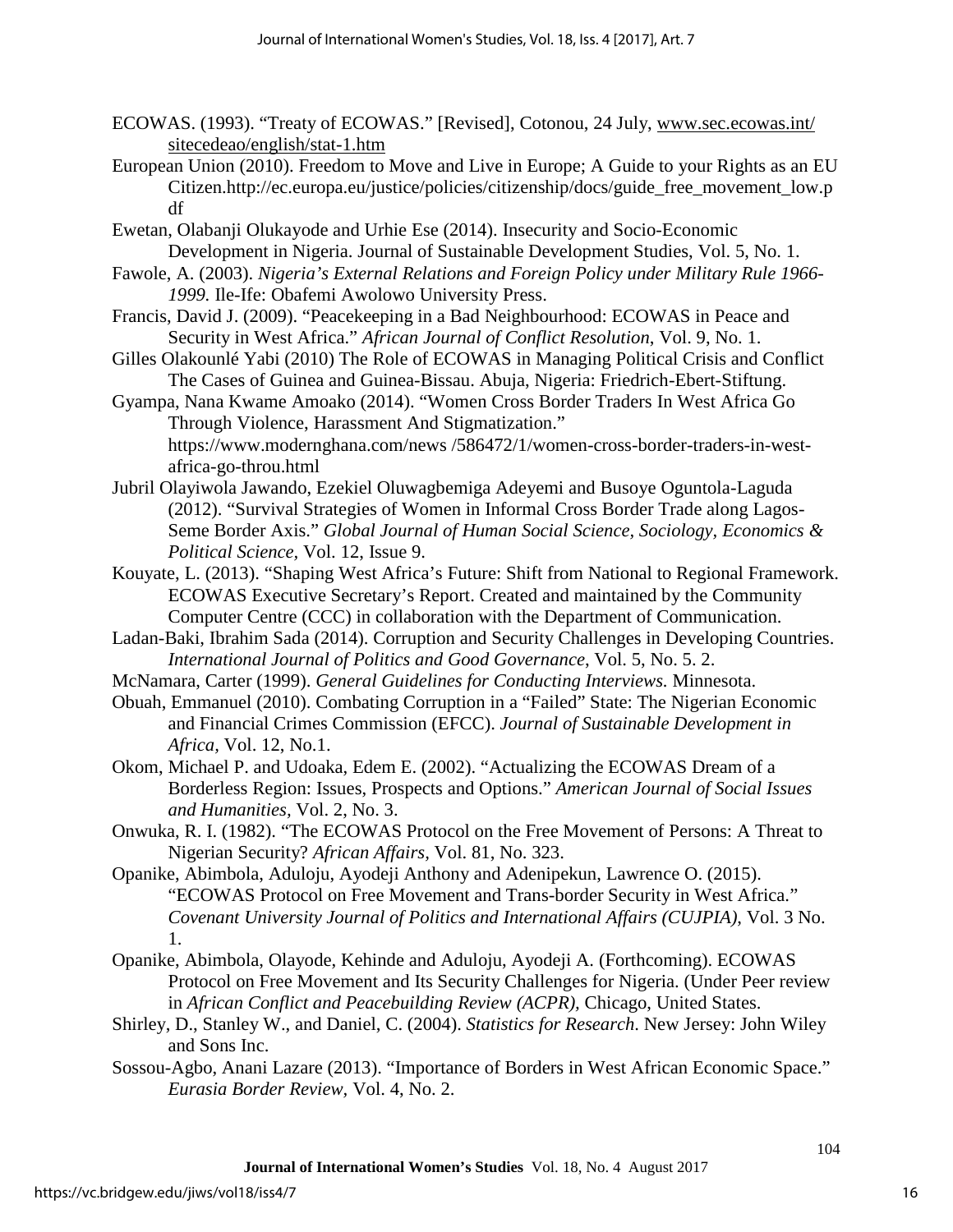ECOWAS. (1993). "Treaty of ECOWAS." [Revised], Cotonou, 24 July, www.sec.ecowas.int/sitecedeao/english/stat-1.htm

European Union (2010). Freedom to Move and Live in Europe; A Guide to your Rights as an EU Citizen.http://ec.europa.eu/justice/policies/citizenship/docs/guide_free_movement_low.pdf

Ewetan, Olabanji Olukayode and Urhie Ese (2014). Insecurity and Socio-Economic Development in Nigeria. Journal of Sustainable Development Studies, Vol. 5, No. 1.

Fawole, A. (2003). *Nigeria's External Relations and Foreign Policy under Military Rule 1966-1999.* Ile-Ife: Obafemi Awolowo University Press.

Francis, David J. (2009). "Peacekeeping in a Bad Neighbourhood: ECOWAS in Peace and Security in West Africa." *African Journal of Conflict Resolution*, Vol. 9, No. 1.

Gilles Olakounlé Yabi (2010) The Role of ECOWAS in Managing Political Crisis and Conflict The Cases of Guinea and Guinea-Bissau. Abuja, Nigeria: Friedrich-Ebert-Stiftung.

Gyampa, Nana Kwame Amoako (2014). "Women Cross Border Traders In West Africa Go Through Violence, Harassment And Stigmatization." https://www.modernghana.com/news /586472/1/women-cross-border-traders-in-west-africa-go-throu.html

Jubril Olayiwola Jawando, Ezekiel Oluwagbemiga Adeyemi and Busoye Oguntola-Laguda (2012). "Survival Strategies of Women in Informal Cross Border Trade along Lagos-Seme Border Axis." *Global Journal of Human Social Science, Sociology, Economics & Political Science,* Vol. 12, Issue 9.

Kouyate, L. (2013). "Shaping West Africa's Future: Shift from National to Regional Framework. ECOWAS Executive Secretary's Report. Created and maintained by the Community Computer Centre (CCC) in collaboration with the Department of Communication.

Ladan-Baki, Ibrahim Sada (2014). Corruption and Security Challenges in Developing Countries. *International Journal of Politics and Good Governance*, Vol. 5, No. 5. 2.

McNamara, Carter (1999). *General Guidelines for Conducting Interviews.* Minnesota.

Obuah, Emmanuel (2010). Combating Corruption in a "Failed" State: The Nigerian Economic and Financial Crimes Commission (EFCC). *Journal of Sustainable Development in Africa*, Vol. 12, No.1.

Okom, Michael P. and Udoaka, Edem E. (2002). "Actualizing the ECOWAS Dream of a Borderless Region: Issues, Prospects and Options." *American Journal of Social Issues and Humanities,* Vol. 2, No. 3.

Onwuka, R. I. (1982). "The ECOWAS Protocol on the Free Movement of Persons: A Threat to Nigerian Security? *African Affairs*, Vol. 81, No. 323.

Opanike, Abimbola, Aduloju, Ayodeji Anthony and Adenipekun, Lawrence O. (2015). "ECOWAS Protocol on Free Movement and Trans-border Security in West Africa." *Covenant University Journal of Politics and International Affairs (CUJPIA)*, Vol. 3 No. 1.

Opanike, Abimbola, Olayode, Kehinde and Aduloju, Ayodeji A. (Forthcoming). ECOWAS Protocol on Free Movement and Its Security Challenges for Nigeria. (Under Peer review in *African Conflict and Peacebuilding Review (ACPR),* Chicago, United States.

Shirley, D., Stanley W., and Daniel, C. (2004). *Statistics for Research*. New Jersey: John Wiley and Sons Inc.

Sossou-Agbo, Anani Lazare (2013). "Importance of Borders in West African Economic Space." *Eurasia Border Review,* Vol. 4, No. 2.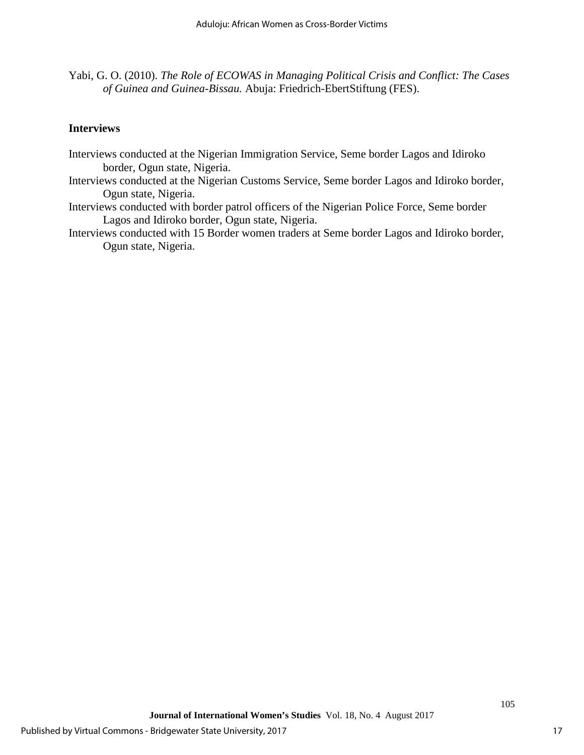Yabi, G. O. (2010). *The Role of ECOWAS in Managing Political Crisis and Conflict: The Cases of Guinea and Guinea-Bissau.* Abuja: Friedrich-EbertStiftung (FES).

## Interviews

Interviews conducted at the Nigerian Immigration Service, Seme border Lagos and Idiroko border, Ogun state, Nigeria.

Interviews conducted at the Nigerian Customs Service, Seme border Lagos and Idiroko border, Ogun state, Nigeria.

Interviews conducted with border patrol officers of the Nigerian Police Force, Seme border Lagos and Idiroko border, Ogun state, Nigeria.

Interviews conducted with 15 Border women traders at Seme border Lagos and Idiroko border, Ogun state, Nigeria.